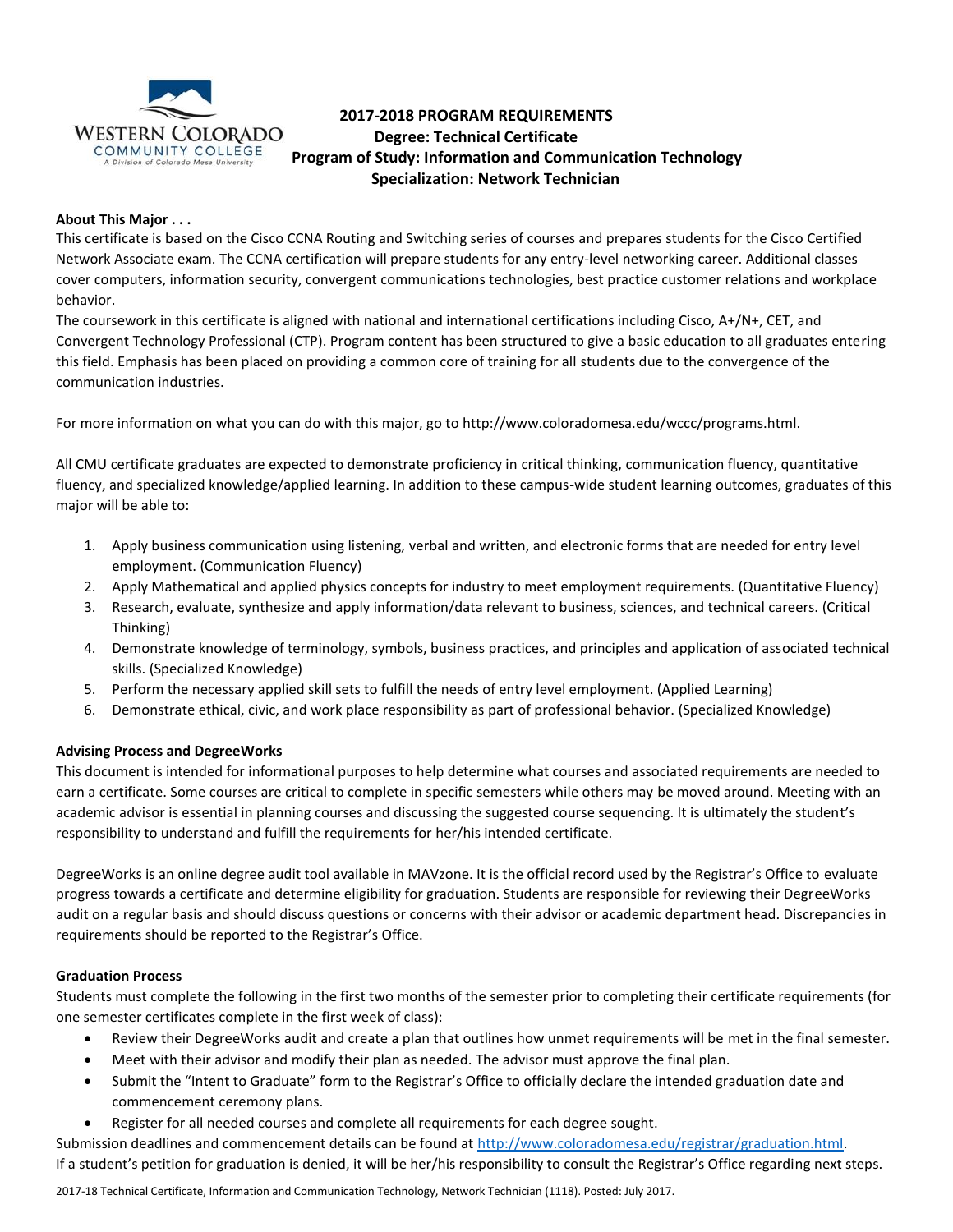# 2017-2018 PROGRAM REQUIREMENTS
## Degree: Technical Certificate
## Program of Study: Information and Communication Technology
## Specialization: Network Technician

**About This Major . . .**

This certificate is based on the Cisco CCNA Routing and Switching series of courses and prepares students for the Cisco Certified Network Associate exam. The CCNA certification will prepare students for any entry-level networking career. Additional classes cover computers, information security, convergent communications technologies, best practice customer relations and workplace behavior.

The coursework in this certificate is aligned with national and international certifications including Cisco, A+/N+, CET, and Convergent Technology Professional (CTP). Program content has been structured to give a basic education to all graduates entering this field. Emphasis has been placed on providing a common core of training for all students due to the convergence of the communication industries.

For more information on what you can do with this major, go to http://www.coloradomesa.edu/wccc/programs.html.

All CMU certificate graduates are expected to demonstrate proficiency in critical thinking, communication fluency, quantitative fluency, and specialized knowledge/applied learning. In addition to these campus-wide student learning outcomes, graduates of this major will be able to:

1. Apply business communication using listening, verbal and written, and electronic forms that are needed for entry level employment. (Communication Fluency)
2. Apply Mathematical and applied physics concepts for industry to meet employment requirements. (Quantitative Fluency)
3. Research, evaluate, synthesize and apply information/data relevant to business, sciences, and technical careers. (Critical Thinking)
4. Demonstrate knowledge of terminology, symbols, business practices, and principles and application of associated technical skills. (Specialized Knowledge)
5. Perform the necessary applied skill sets to fulfill the needs of entry level employment. (Applied Learning)
6. Demonstrate ethical, civic, and work place responsibility as part of professional behavior. (Specialized Knowledge)

**Advising Process and DegreeWorks**

This document is intended for informational purposes to help determine what courses and associated requirements are needed to earn a certificate. Some courses are critical to complete in specific semesters while others may be moved around. Meeting with an academic advisor is essential in planning courses and discussing the suggested course sequencing. It is ultimately the student's responsibility to understand and fulfill the requirements for her/his intended certificate.

DegreeWorks is an online degree audit tool available in MAVzone. It is the official record used by the Registrar's Office to evaluate progress towards a certificate and determine eligibility for graduation. Students are responsible for reviewing their DegreeWorks audit on a regular basis and should discuss questions or concerns with their advisor or academic department head. Discrepancies in requirements should be reported to the Registrar's Office.

**Graduation Process**

Students must complete the following in the first two months of the semester prior to completing their certificate requirements (for one semester certificates complete in the first week of class):

- Review their DegreeWorks audit and create a plan that outlines how unmet requirements will be met in the final semester.
- Meet with their advisor and modify their plan as needed. The advisor must approve the final plan.
- Submit the "Intent to Graduate" form to the Registrar's Office to officially declare the intended graduation date and commencement ceremony plans.
- Register for all needed courses and complete all requirements for each degree sought.

Submission deadlines and commencement details can be found at http://www.coloradomesa.edu/registrar/graduation.html.

If a student's petition for graduation is denied, it will be her/his responsibility to consult the Registrar's Office regarding next steps.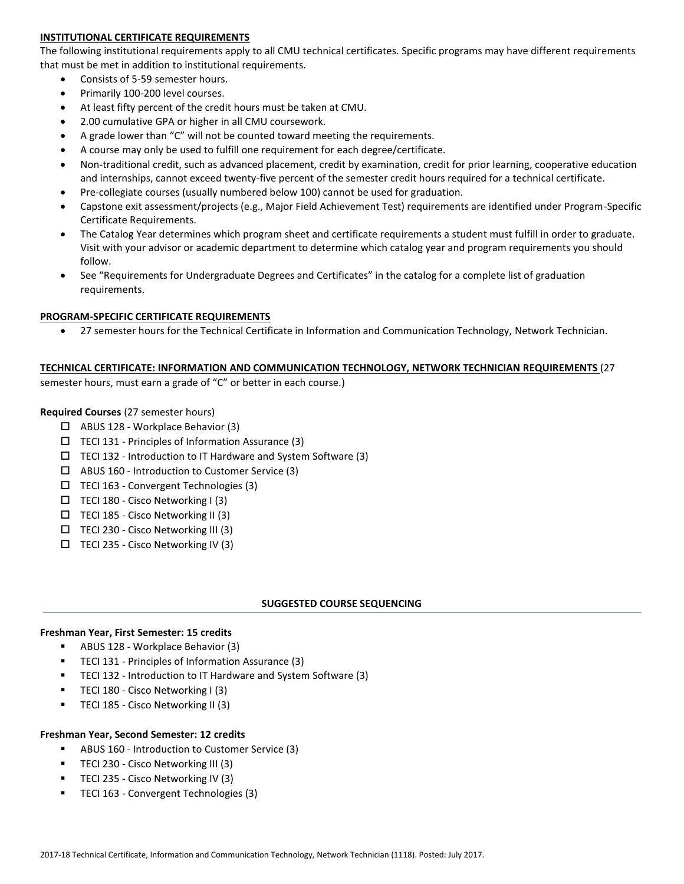**INSTITUTIONAL CERTIFICATE REQUIREMENTS**

The following institutional requirements apply to all CMU technical certificates. Specific programs may have different requirements that must be met in addition to institutional requirements.

- Consists of 5-59 semester hours.
- Primarily 100-200 level courses.
- At least fifty percent of the credit hours must be taken at CMU.
- 2.00 cumulative GPA or higher in all CMU coursework.
- A grade lower than "C" will not be counted toward meeting the requirements.
- A course may only be used to fulfill one requirement for each degree/certificate.
- Non-traditional credit, such as advanced placement, credit by examination, credit for prior learning, cooperative education and internships, cannot exceed twenty-five percent of the semester credit hours required for a technical certificate.
- Pre-collegiate courses (usually numbered below 100) cannot be used for graduation.
- Capstone exit assessment/projects (e.g., Major Field Achievement Test) requirements are identified under Program-Specific Certificate Requirements.
- The Catalog Year determines which program sheet and certificate requirements a student must fulfill in order to graduate. Visit with your advisor or academic department to determine which catalog year and program requirements you should follow.
- See "Requirements for Undergraduate Degrees and Certificates" in the catalog for a complete list of graduation requirements.

**PROGRAM-SPECIFIC CERTIFICATE REQUIREMENTS**

- 27 semester hours for the Technical Certificate in Information and Communication Technology, Network Technician.

**TECHNICAL CERTIFICATE: INFORMATION AND COMMUNICATION TECHNOLOGY, NETWORK TECHNICIAN REQUIREMENTS** (27 semester hours, must earn a grade of "C" or better in each course.)

**Required Courses** (27 semester hours)

- ☐ ABUS 128 - Workplace Behavior (3)
- ☐ TECI 131 - Principles of Information Assurance (3)
- ☐ TECI 132 - Introduction to IT Hardware and System Software (3)
- ☐ ABUS 160 - Introduction to Customer Service (3)
- ☐ TECI 163 - Convergent Technologies (3)
- ☐ TECI 180 - Cisco Networking I (3)
- ☐ TECI 185 - Cisco Networking II (3)
- ☐ TECI 230 - Cisco Networking III (3)
- ☐ TECI 235 - Cisco Networking IV (3)

**SUGGESTED COURSE SEQUENCING**

**Freshman Year, First Semester: 15 credits**

- ABUS 128 - Workplace Behavior (3)
- TECI 131 - Principles of Information Assurance (3)
- TECI 132 - Introduction to IT Hardware and System Software (3)
- TECI 180 - Cisco Networking I (3)
- TECI 185 - Cisco Networking II (3)

**Freshman Year, Second Semester: 12 credits**

- ABUS 160 - Introduction to Customer Service (3)
- TECI 230 - Cisco Networking III (3)
- TECI 235 - Cisco Networking IV (3)
- TECI 163 - Convergent Technologies (3)